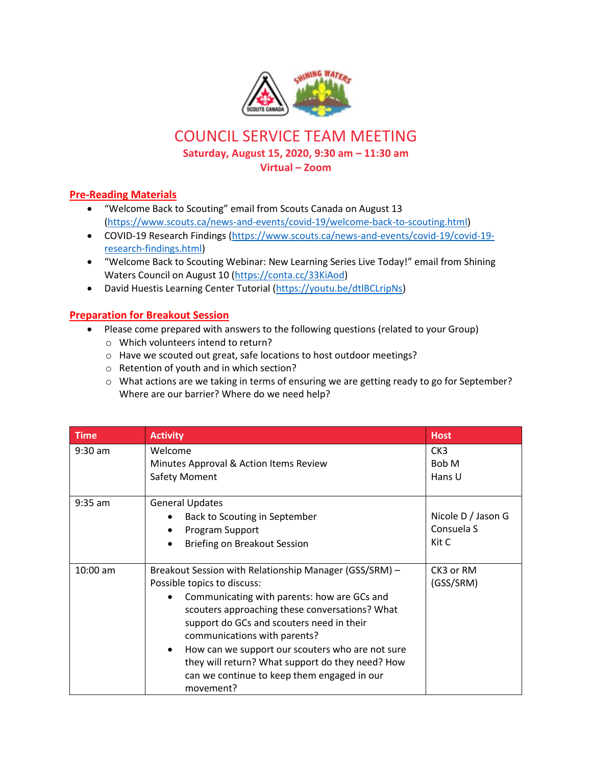# COUNCIL SERVICE TEAM MEETING

**Saturday, August 15, 2020, 9:30 am – 11:30 am**

**Virtual – Zoom**

## Pre-Reading Materials

- "Welcome Back to Scouting" email from Scouts Canada on August 13 (https://www.scouts.ca/news-and-events/covid-19/welcome-back-to-scouting.html)
- COVID-19 Research Findings (https://www.scouts.ca/news-and-events/covid-19/covid-19-research-findings.html)
- "Welcome Back to Scouting Webinar: New Learning Series Live Today!" email from Shining Waters Council on August 10 (https://conta.cc/33KiAod)
- David Huestis Learning Center Tutorial (https://youtu.be/dtlBCLripNs)

## Preparation for Breakout Session

- Please come prepared with answers to the following questions (related to your Group)
  - Which volunteers intend to return?
  - Have we scouted out great, safe locations to host outdoor meetings?
  - Retention of youth and in which section?
  - What actions are we taking in terms of ensuring we are getting ready to go for September? Where are our barrier? Where do we need help?

| Time | Activity | Host |
| --- | --- | --- |
| 9:30 am | Welcome<br>Minutes Approval & Action Items Review<br>Safety Moment | CK3<br>Bob M<br>Hans U |
| 9:35 am | General Updates<br>• Back to Scouting in September<br>• Program Support<br>• Briefing on Breakout Session | <br>Nicole D / Jason G<br>Consuela S<br>Kit C |
| 10:00 am | Breakout Session with Relationship Manager (GSS/SRM) – Possible topics to discuss:<br>• Communicating with parents: how are GCs and scouters approaching these conversations? What support do GCs and scouters need in their communications with parents?<br>• How can we support our scouters who are not sure they will return? What support do they need? How can we continue to keep them engaged in our movement? | CK3 or RM (GSS/SRM) |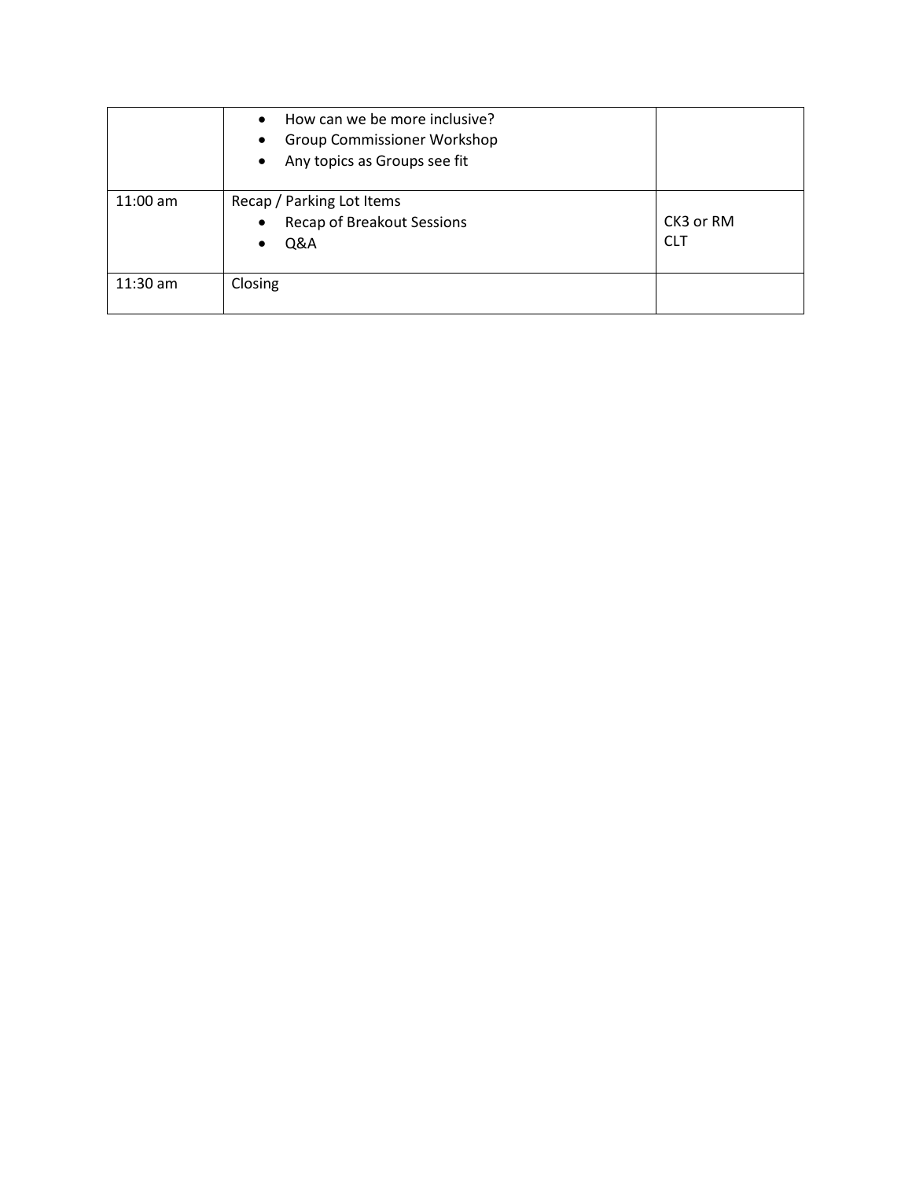| | | |
|---|---|---|
| | • How can we be more inclusive?<br>• Group Commissioner Workshop<br>• Any topics as Groups see fit | |
| 11:00 am | Recap / Parking Lot Items<br>• Recap of Breakout Sessions<br>• Q&A | CK3 or RM<br>CLT |
| 11:30 am | Closing | |